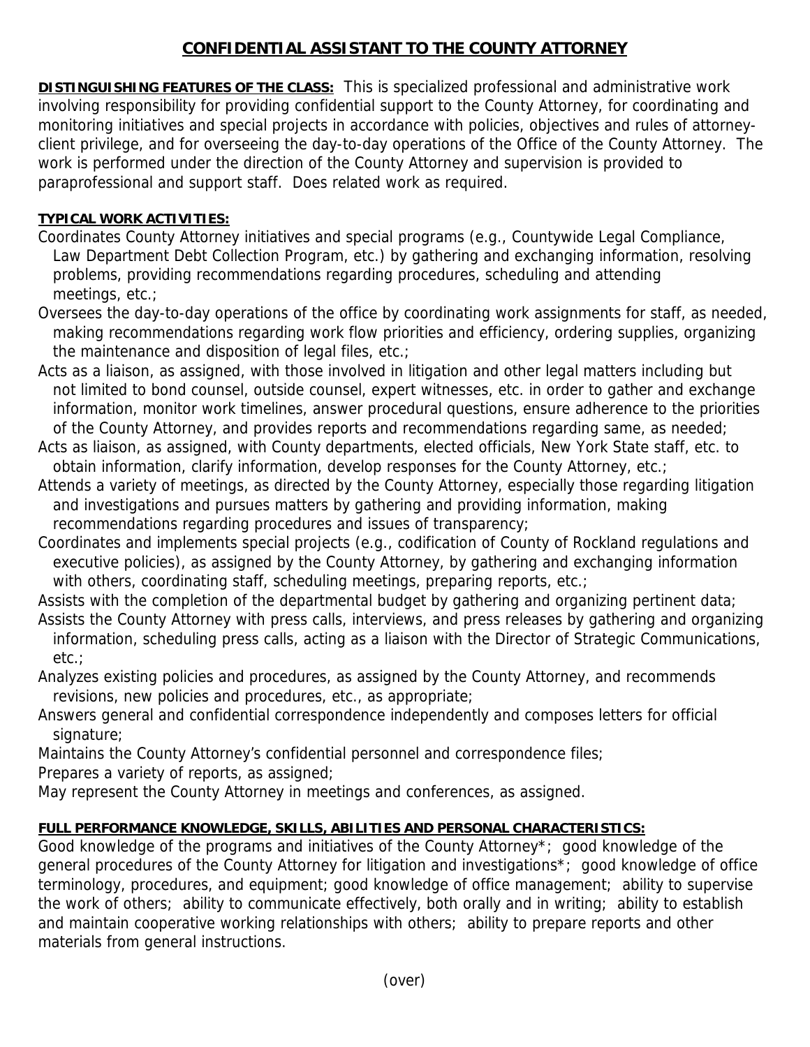# CONFIDENTIAL ASSISTANT TO THE COUNTY ATTORNEY

**DISTINGUISHING FEATURES OF THE CLASS:** This is specialized professional and administrative work involving responsibility for providing confidential support to the County Attorney, for coordinating and monitoring initiatives and special projects in accordance with policies, objectives and rules of attorney-client privilege, and for overseeing the day-to-day operations of the Office of the County Attorney. The work is performed under the direction of the County Attorney and supervision is provided to paraprofessional and support staff. Does related work as required.

**TYPICAL WORK ACTIVITIES:**

Coordinates County Attorney initiatives and special programs (e.g., Countywide Legal Compliance, Law Department Debt Collection Program, etc.) by gathering and exchanging information, resolving problems, providing recommendations regarding procedures, scheduling and attending meetings, etc.;

Oversees the day-to-day operations of the office by coordinating work assignments for staff, as needed, making recommendations regarding work flow priorities and efficiency, ordering supplies, organizing the maintenance and disposition of legal files, etc.;

Acts as a liaison, as assigned, with those involved in litigation and other legal matters including but not limited to bond counsel, outside counsel, expert witnesses, etc. in order to gather and exchange information, monitor work timelines, answer procedural questions, ensure adherence to the priorities of the County Attorney, and provides reports and recommendations regarding same, as needed;

Acts as liaison, as assigned, with County departments, elected officials, New York State staff, etc. to obtain information, clarify information, develop responses for the County Attorney, etc.;

Attends a variety of meetings, as directed by the County Attorney, especially those regarding litigation and investigations and pursues matters by gathering and providing information, making recommendations regarding procedures and issues of transparency;

Coordinates and implements special projects (e.g., codification of County of Rockland regulations and executive policies), as assigned by the County Attorney, by gathering and exchanging information with others, coordinating staff, scheduling meetings, preparing reports, etc.;

Assists with the completion of the departmental budget by gathering and organizing pertinent data;

Assists the County Attorney with press calls, interviews, and press releases by gathering and organizing information, scheduling press calls, acting as a liaison with the Director of Strategic Communications, etc.;

Analyzes existing policies and procedures, as assigned by the County Attorney, and recommends revisions, new policies and procedures, etc., as appropriate;

Answers general and confidential correspondence independently and composes letters for official signature;

Maintains the County Attorney's confidential personnel and correspondence files;

Prepares a variety of reports, as assigned;

May represent the County Attorney in meetings and conferences, as assigned.

**FULL PERFORMANCE KNOWLEDGE, SKILLS, ABILITIES AND PERSONAL CHARACTERISTICS:**

Good knowledge of the programs and initiatives of the County Attorney*; good knowledge of the general procedures of the County Attorney for litigation and investigations*; good knowledge of office terminology, procedures, and equipment; good knowledge of office management; ability to supervise the work of others; ability to communicate effectively, both orally and in writing; ability to establish and maintain cooperative working relationships with others; ability to prepare reports and other materials from general instructions.

(over)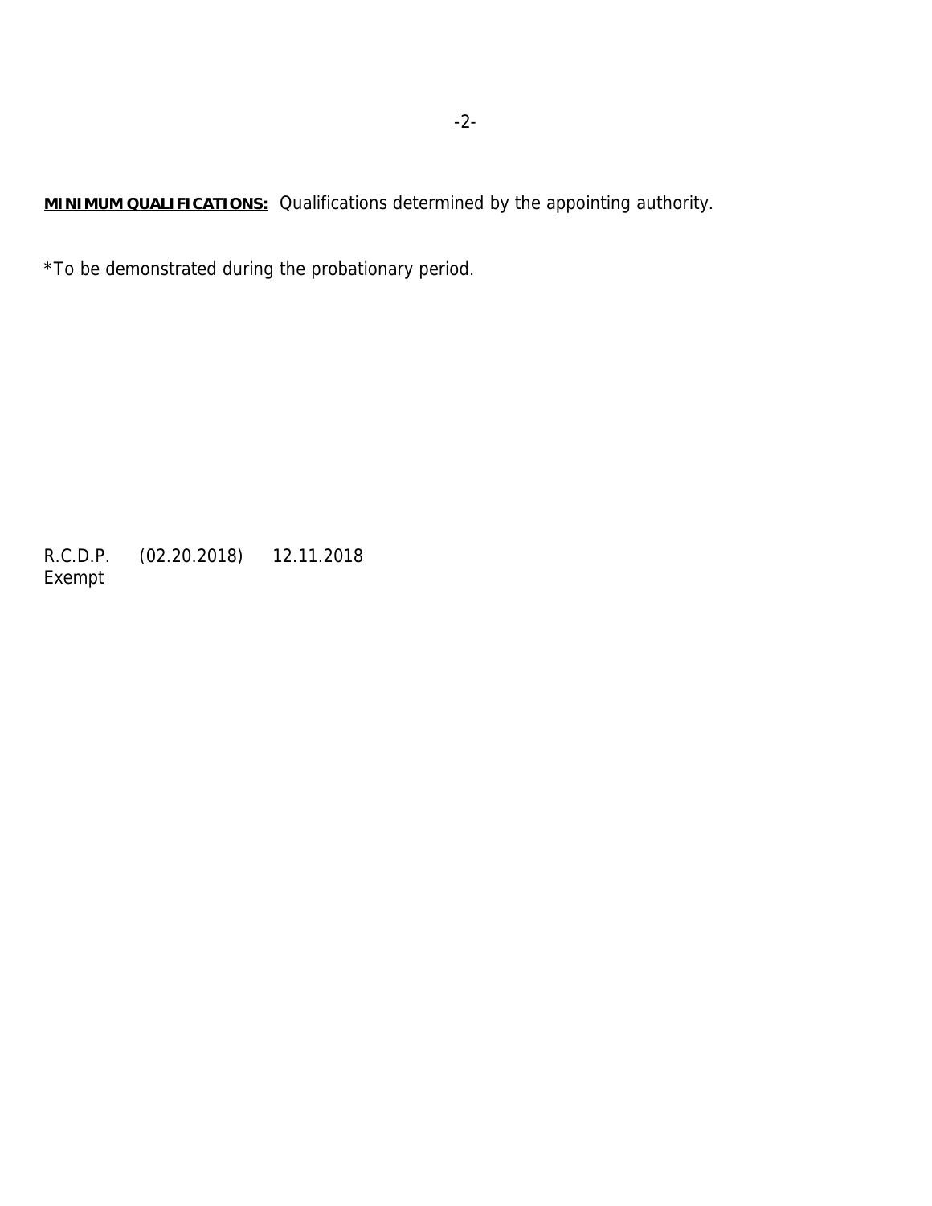**MINIMUM QUALIFICATIONS:** Qualifications determined by the appointing authority.

*To be demonstrated during the probationary period.

R.C.D.P. (02.20.2018) 12.11.2018
Exempt